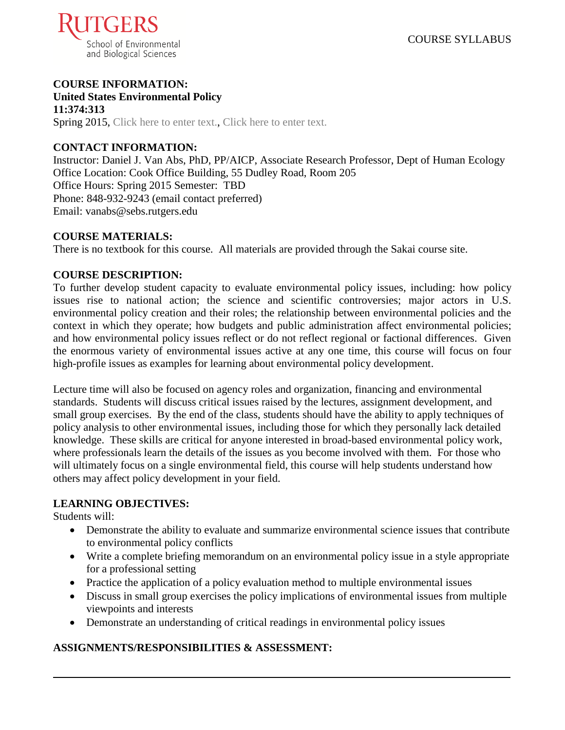RUTGERS
School of Environmental and Biological Sciences

COURSE SYLLABUS

**COURSE INFORMATION:**
**United States Environmental Policy**
**11:374:313**
Spring 2015, Click here to enter text., Click here to enter text.

**CONTACT INFORMATION:**
Instructor: Daniel J. Van Abs, PhD, PP/AICP, Associate Research Professor, Dept of Human Ecology
Office Location: Cook Office Building, 55 Dudley Road, Room 205
Office Hours: Spring 2015 Semester: TBD
Phone: 848-932-9243 (email contact preferred)
Email: vanabs@sebs.rutgers.edu

**COURSE MATERIALS:**
There is no textbook for this course. All materials are provided through the Sakai course site.

**COURSE DESCRIPTION:**
To further develop student capacity to evaluate environmental policy issues, including: how policy issues rise to national action; the science and scientific controversies; major actors in U.S. environmental policy creation and their roles; the relationship between environmental policies and the context in which they operate; how budgets and public administration affect environmental policies; and how environmental policy issues reflect or do not reflect regional or factional differences. Given the enormous variety of environmental issues active at any one time, this course will focus on four high-profile issues as examples for learning about environmental policy development.

Lecture time will also be focused on agency roles and organization, financing and environmental standards. Students will discuss critical issues raised by the lectures, assignment development, and small group exercises. By the end of the class, students should have the ability to apply techniques of policy analysis to other environmental issues, including those for which they personally lack detailed knowledge. These skills are critical for anyone interested in broad-based environmental policy work, where professionals learn the details of the issues as you become involved with them. For those who will ultimately focus on a single environmental field, this course will help students understand how others may affect policy development in your field.

**LEARNING OBJECTIVES:**
Students will:

- Demonstrate the ability to evaluate and summarize environmental science issues that contribute to environmental policy conflicts
- Write a complete briefing memorandum on an environmental policy issue in a style appropriate for a professional setting
- Practice the application of a policy evaluation method to multiple environmental issues
- Discuss in small group exercises the policy implications of environmental issues from multiple viewpoints and interests
- Demonstrate an understanding of critical readings in environmental policy issues

**ASSIGNMENTS/RESPONSIBILITIES & ASSESSMENT:**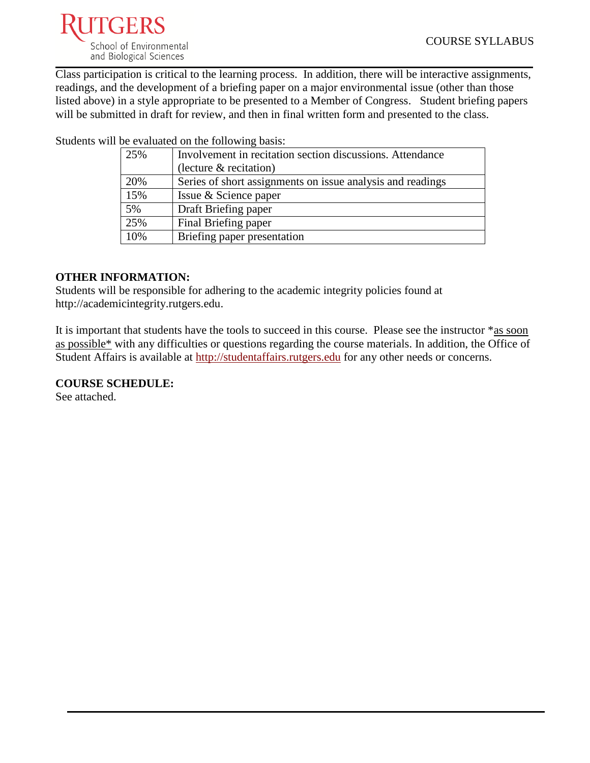Class participation is critical to the learning process. In addition, there will be interactive assignments, readings, and the development of a briefing paper on a major environmental issue (other than those listed above) in a style appropriate to be presented to a Member of Congress. Student briefing papers will be submitted in draft for review, and then in final written form and presented to the class.

Students will be evaluated on the following basis:

| | |
|---|---|
| 25% | Involvement in recitation section discussions. Attendance (lecture & recitation) |
| 20% | Series of short assignments on issue analysis and readings |
| 15% | Issue & Science paper |
| 5% | Draft Briefing paper |
| 25% | Final Briefing paper |
| 10% | Briefing paper presentation |

**OTHER INFORMATION:**
Students will be responsible for adhering to the academic integrity policies found at http://academicintegrity.rutgers.edu.

It is important that students have the tools to succeed in this course. Please see the instructor *as soon as possible* with any difficulties or questions regarding the course materials. In addition, the Office of Student Affairs is available at http://studentaffairs.rutgers.edu for any other needs or concerns.

**COURSE SCHEDULE:**
See attached.